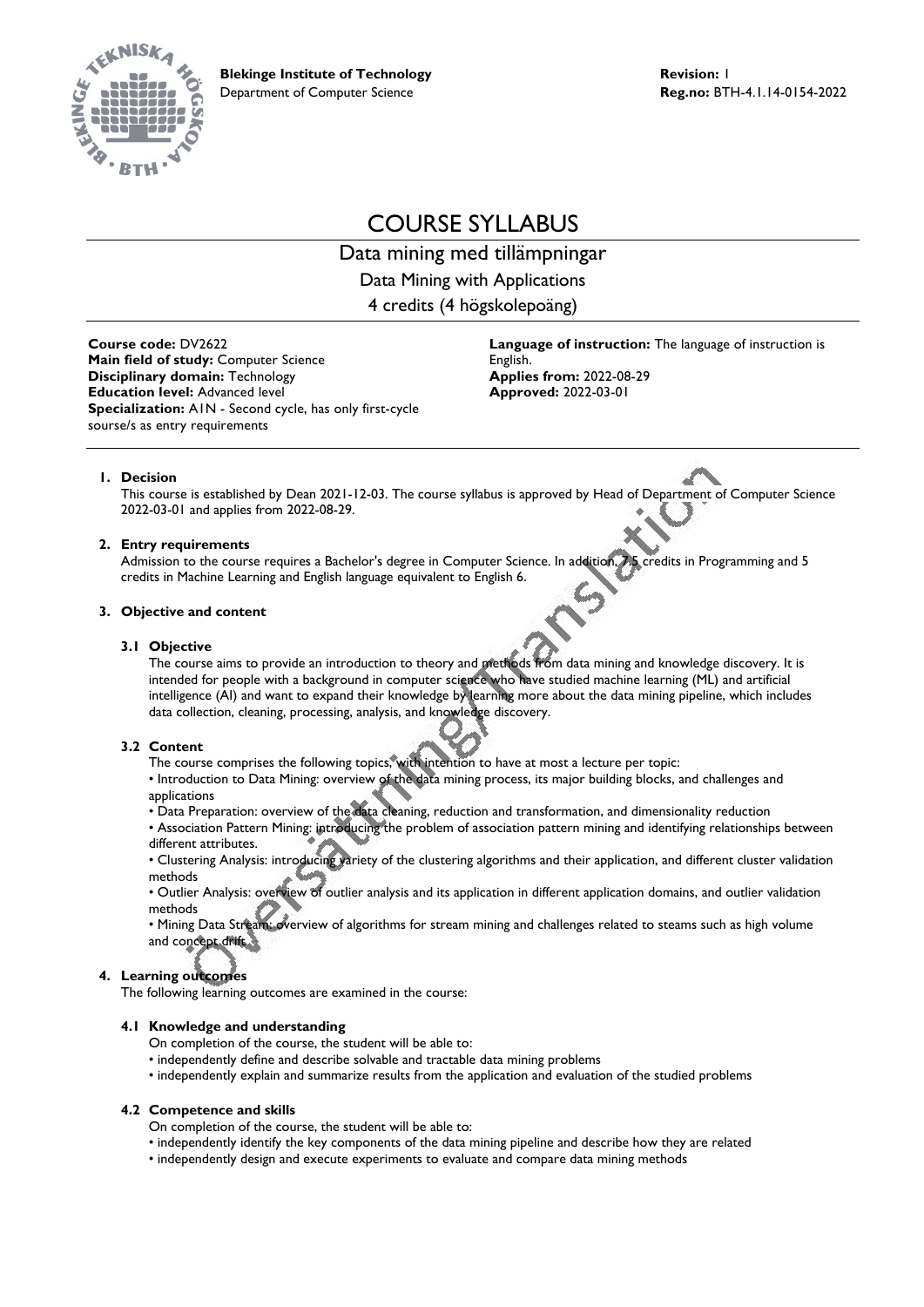**Blekinge Institute of Technology**
Department of Computer Science

**Revision:** 1
**Reg.no:** BTH-4.1.14-0154-2022

# COURSE SYLLABUS

## Data mining med tillämpningar

Data Mining with Applications

4 credits (4 högskolepoäng)

**Course code:** DV2622
**Main field of study:** Computer Science
**Disciplinary domain:** Technology
**Education level:** Advanced level
**Specialization:** A1N - Second cycle, has only first-cycle sourse/s as entry requirements

**Language of instruction:** The language of instruction is English.
**Applies from:** 2022-08-29
**Approved:** 2022-03-01

### 1. Decision

This course is established by Dean 2021-12-03. The course syllabus is approved by Head of Department of Computer Science 2022-03-01 and applies from 2022-08-29.

### 2. Entry requirements

Admission to the course requires a Bachelor's degree in Computer Science. In addition, 7.5 credits in Programming and 5 credits in Machine Learning and English language equivalent to English 6.

### 3. Objective and content

#### 3.1 Objective

The course aims to provide an introduction to theory and methods from data mining and knowledge discovery. It is intended for people with a background in computer science who have studied machine learning (ML) and artificial intelligence (AI) and want to expand their knowledge by learning more about the data mining pipeline, which includes data collection, cleaning, processing, analysis, and knowledge discovery.

#### 3.2 Content

The course comprises the following topics, with intention to have at most a lecture per topic:

- Introduction to Data Mining: overview of the data mining process, its major building blocks, and challenges and applications
- Data Preparation: overview of the data cleaning, reduction and transformation, and dimensionality reduction
- Association Pattern Mining: introducing the problem of association pattern mining and identifying relationships between different attributes.
- Clustering Analysis: introducing variety of the clustering algorithms and their application, and different cluster validation methods
- Outlier Analysis: overview of outlier analysis and its application in different application domains, and outlier validation methods
- Mining Data Stream: overview of algorithms for stream mining and challenges related to steams such as high volume and concept drift

### 4. Learning outcomes

The following learning outcomes are examined in the course:

#### 4.1 Knowledge and understanding

On completion of the course, the student will be able to:

- independently define and describe solvable and tractable data mining problems
- independently explain and summarize results from the application and evaluation of the studied problems

#### 4.2 Competence and skills

On completion of the course, the student will be able to:

- independently identify the key components of the data mining pipeline and describe how they are related
- independently design and execute experiments to evaluate and compare data mining methods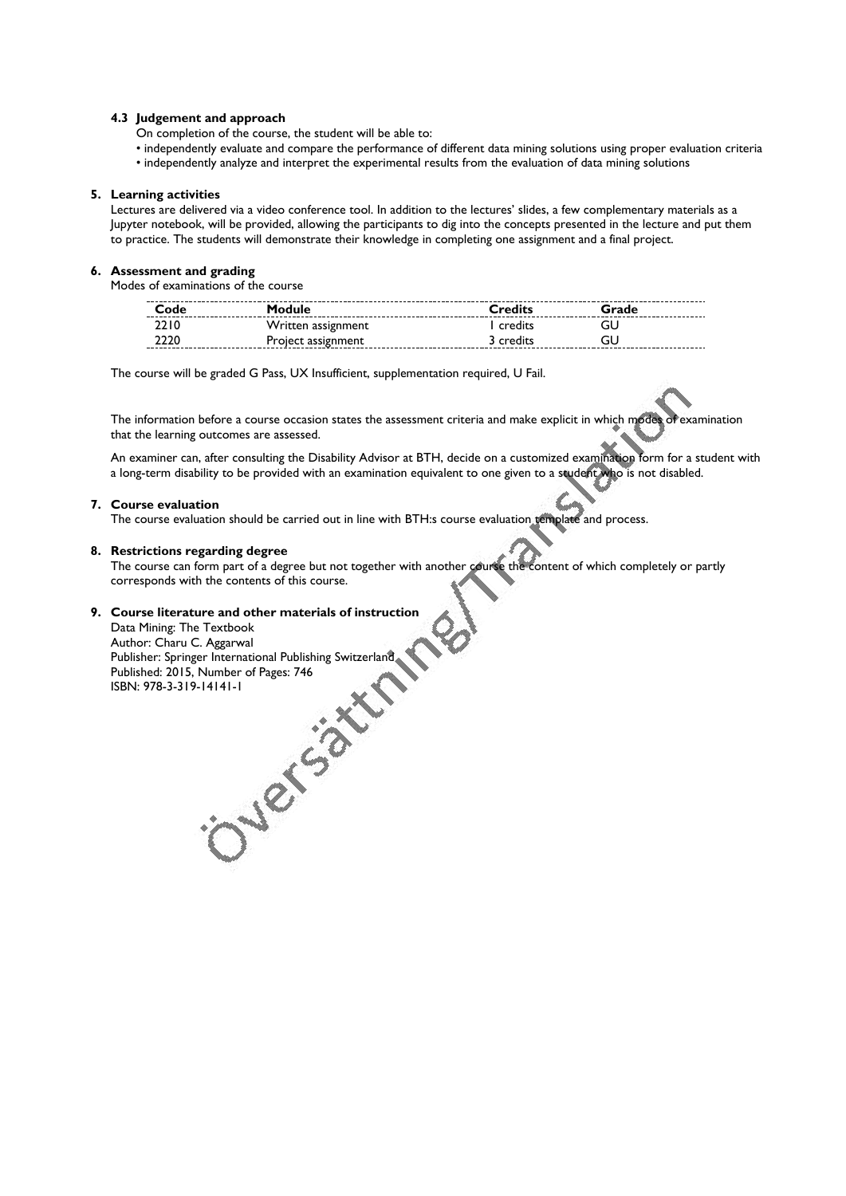### 4.3 Judgement and approach

On completion of the course, the student will be able to:

- independently evaluate and compare the performance of different data mining solutions using proper evaluation criteria
- independently analyze and interpret the experimental results from the evaluation of data mining solutions

## 5. Learning activities

Lectures are delivered via a video conference tool. In addition to the lectures' slides, a few complementary materials as a Jupyter notebook, will be provided, allowing the participants to dig into the concepts presented in the lecture and put them to practice. The students will demonstrate their knowledge in completing one assignment and a final project.

## 6. Assessment and grading

Modes of examinations of the course

| Code | Module | Credits | Grade |
|---|---|---|---|
| 2210 | Written assignment | 1 credits | GU |
| 2220 | Project assignment | 3 credits | GU |

The course will be graded G Pass, UX Insufficient, supplementation required, U Fail.

The information before a course occasion states the assessment criteria and make explicit in which modes of examination that the learning outcomes are assessed.

An examiner can, after consulting the Disability Advisor at BTH, decide on a customized examination form for a student with a long-term disability to be provided with an examination equivalent to one given to a student who is not disabled.

## 7. Course evaluation

The course evaluation should be carried out in line with BTH:s course evaluation template and process.

## 8. Restrictions regarding degree

The course can form part of a degree but not together with another course the content of which completely or partly corresponds with the contents of this course.

## 9. Course literature and other materials of instruction

Data Mining: The Textbook
Author: Charu C. Aggarwal
Publisher: Springer International Publishing Switzerland
Published: 2015, Number of Pages: 746
ISBN: 978-3-319-14141-1